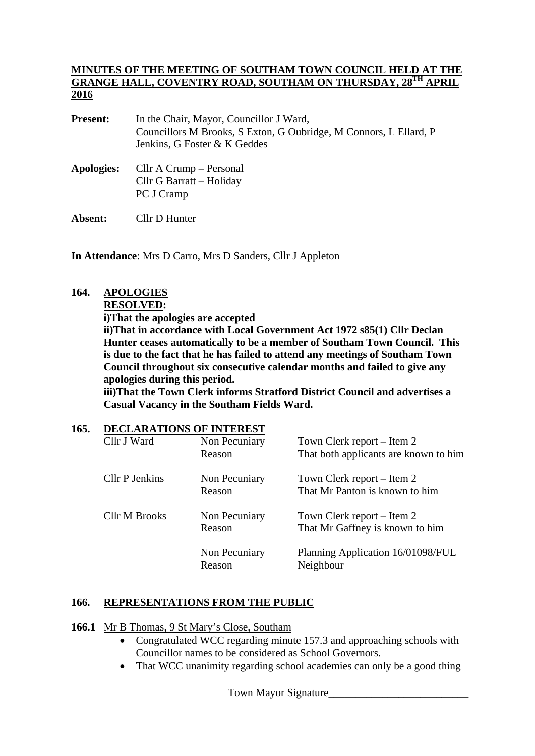# MINUTES OF THE MEETING OF SOUTHAM TOWN COUNCIL HELD AT THE GRANGE HALL, COVENTRY ROAD, SOUTHAM ON THURSDAY, 28TH APRIL 2016

**Present:** In the Chair, Mayor, Councillor J Ward, Councillors M Brooks, S Exton, G Oubridge, M Connors, L Ellard, P Jenkins, G Foster & K Geddes

**Apologies:** Cllr A Crump – Personal
Cllr G Barratt – Holiday
PC J Cramp

**Absent:** Cllr D Hunter

**In Attendance**: Mrs D Carro, Mrs D Sanders, Cllr J Appleton

## 164. APOLOGIES

**RESOLVED:**

**i)That the apologies are accepted**

**ii)That in accordance with Local Government Act 1972 s85(1) Cllr Declan Hunter ceases automatically to be a member of Southam Town Council. This is due to the fact that he has failed to attend any meetings of Southam Town Council throughout six consecutive calendar months and failed to give any apologies during this period.**

**iii)That the Town Clerk informs Stratford District Council and advertises a Casual Vacancy in the Southam Fields Ward.**

## 165. DECLARATIONS OF INTEREST

| | | |
|---|---|---|
| Cllr J Ward | Non Pecuniary | Town Clerk report – Item 2 |
| | Reason | That both applicants are known to him |
| Cllr P Jenkins | Non Pecuniary | Town Clerk report – Item 2 |
| | Reason | That Mr Panton is known to him |
| Cllr M Brooks | Non Pecuniary | Town Clerk report – Item 2 |
| | Reason | That Mr Gaffney is known to him |
| | Non Pecuniary | Planning Application 16/01098/FUL |
| | Reason | Neighbour |

## 166. REPRESENTATIONS FROM THE PUBLIC

**166.1** Mr B Thomas, 9 St Mary's Close, Southam

- Congratulated WCC regarding minute 157.3 and approaching schools with Councillor names to be considered as School Governors.
- That WCC unanimity regarding school academies can only be a good thing

Town Mayor Signature___________________________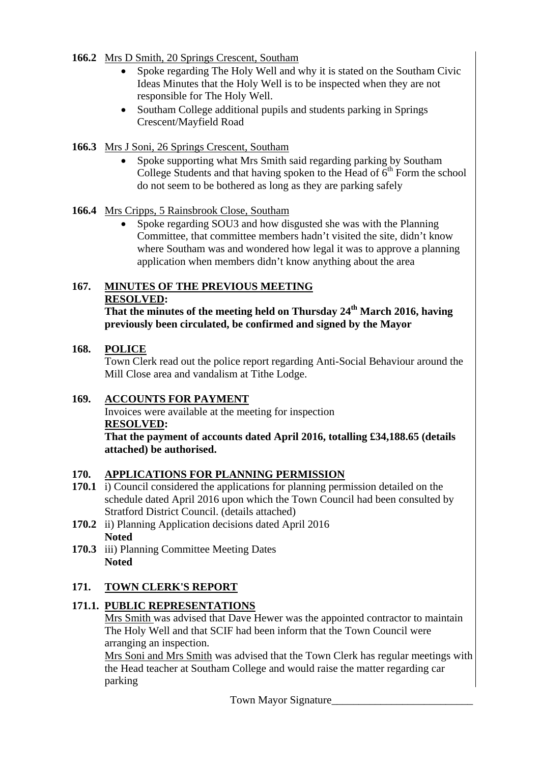**166.2** Mrs D Smith, 20 Springs Crescent, Southam

- Spoke regarding The Holy Well and why it is stated on the Southam Civic Ideas Minutes that the Holy Well is to be inspected when they are not responsible for The Holy Well.
- Southam College additional pupils and students parking in Springs Crescent/Mayfield Road

**166.3** Mrs J Soni, 26 Springs Crescent, Southam

- Spoke supporting what Mrs Smith said regarding parking by Southam College Students and that having spoken to the Head of 6th Form the school do not seem to be bothered as long as they are parking safely

**166.4** Mrs Cripps, 5 Rainsbrook Close, Southam

- Spoke regarding SOU3 and how disgusted she was with the Planning Committee, that committee members hadn't visited the site, didn't know where Southam was and wondered how legal it was to approve a planning application when members didn't know anything about the area

## 167. MINUTES OF THE PREVIOUS MEETING

**RESOLVED:**

**That the minutes of the meeting held on Thursday 24th March 2016, having previously been circulated, be confirmed and signed by the Mayor**

## 168. POLICE

Town Clerk read out the police report regarding Anti-Social Behaviour around the Mill Close area and vandalism at Tithe Lodge.

## 169. ACCOUNTS FOR PAYMENT

Invoices were available at the meeting for inspection

**RESOLVED:**

**That the payment of accounts dated April 2016, totalling £34,188.65 (details attached) be authorised.**

## 170. APPLICATIONS FOR PLANNING PERMISSION

**170.1** i) Council considered the applications for planning permission detailed on the schedule dated April 2016 upon which the Town Council had been consulted by Stratford District Council. (details attached)

**170.2** ii) Planning Application decisions dated April 2016
**Noted**

**170.3** iii) Planning Committee Meeting Dates
**Noted**

## 171. TOWN CLERK'S REPORT

## 171.1. PUBLIC REPRESENTATIONS

Mrs Smith was advised that Dave Hewer was the appointed contractor to maintain The Holy Well and that SCIF had been inform that the Town Council were arranging an inspection.

Mrs Soni and Mrs Smith was advised that the Town Clerk has regular meetings with the Head teacher at Southam College and would raise the matter regarding car parking

Town Mayor Signature__________________________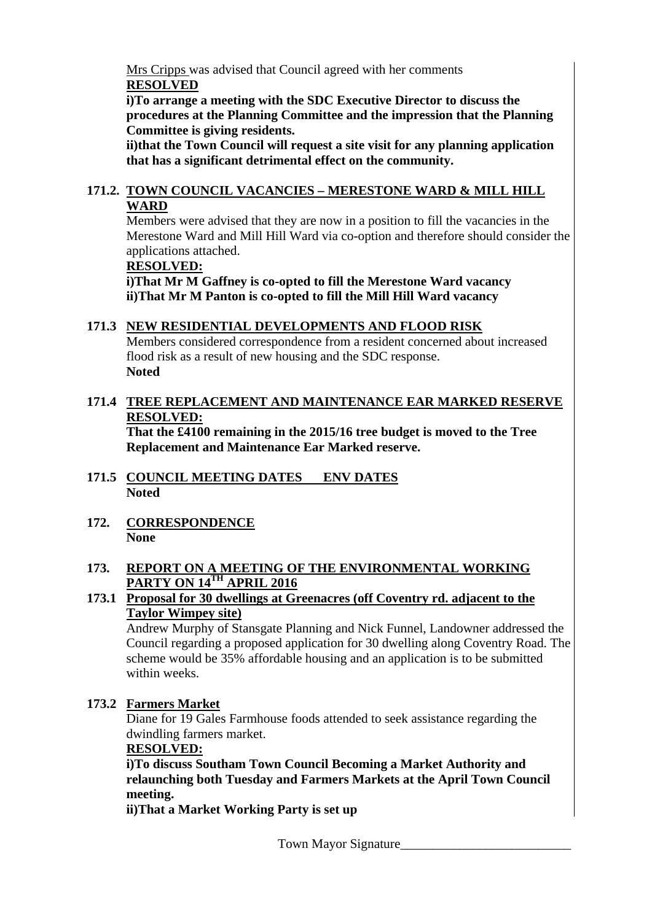Mrs Cripps was advised that Council agreed with her comments

**RESOLVED**

**i)To arrange a meeting with the SDC Executive Director to discuss the procedures at the Planning Committee and the impression that the Planning Committee is giving residents.**

**ii)that the Town Council will request a site visit for any planning application that has a significant detrimental effect on the community.**

**171.2. TOWN COUNCIL VACANCIES – MERESTONE WARD & MILL HILL WARD**

Members were advised that they are now in a position to fill the vacancies in the Merestone Ward and Mill Hill Ward via co-option and therefore should consider the applications attached.

**RESOLVED:**

**i)That Mr M Gaffney is co-opted to fill the Merestone Ward vacancy**
**ii)That Mr M Panton is co-opted to fill the Mill Hill Ward vacancy**

**171.3 NEW RESIDENTIAL DEVELOPMENTS AND FLOOD RISK**

Members considered correspondence from a resident concerned about increased flood risk as a result of new housing and the SDC response.
**Noted**

**171.4 TREE REPLACEMENT AND MAINTENANCE EAR MARKED RESERVE**

**RESOLVED:**

**That the £4100 remaining in the 2015/16 tree budget is moved to the Tree Replacement and Maintenance Ear Marked reserve.**

**171.5 COUNCIL MEETING DATES ENV DATES**

**Noted**

**172. CORRESPONDENCE**

**None**

**173. REPORT ON A MEETING OF THE ENVIRONMENTAL WORKING PARTY ON 14TH APRIL 2016**

**173.1 Proposal for 30 dwellings at Greenacres (off Coventry rd. adjacent to the Taylor Wimpey site)**

Andrew Murphy of Stansgate Planning and Nick Funnel, Landowner addressed the Council regarding a proposed application for 30 dwelling along Coventry Road. The scheme would be 35% affordable housing and an application is to be submitted within weeks.

**173.2 Farmers Market**

Diane for 19 Gales Farmhouse foods attended to seek assistance regarding the dwindling farmers market.

**RESOLVED:**

**i)To discuss Southam Town Council Becoming a Market Authority and relaunching both Tuesday and Farmers Markets at the April Town Council meeting.**

**ii)That a Market Working Party is set up**

Town Mayor Signature\_\_\_\_\_\_\_\_\_\_\_\_\_\_\_\_\_\_\_\_\_\_\_\_\_\_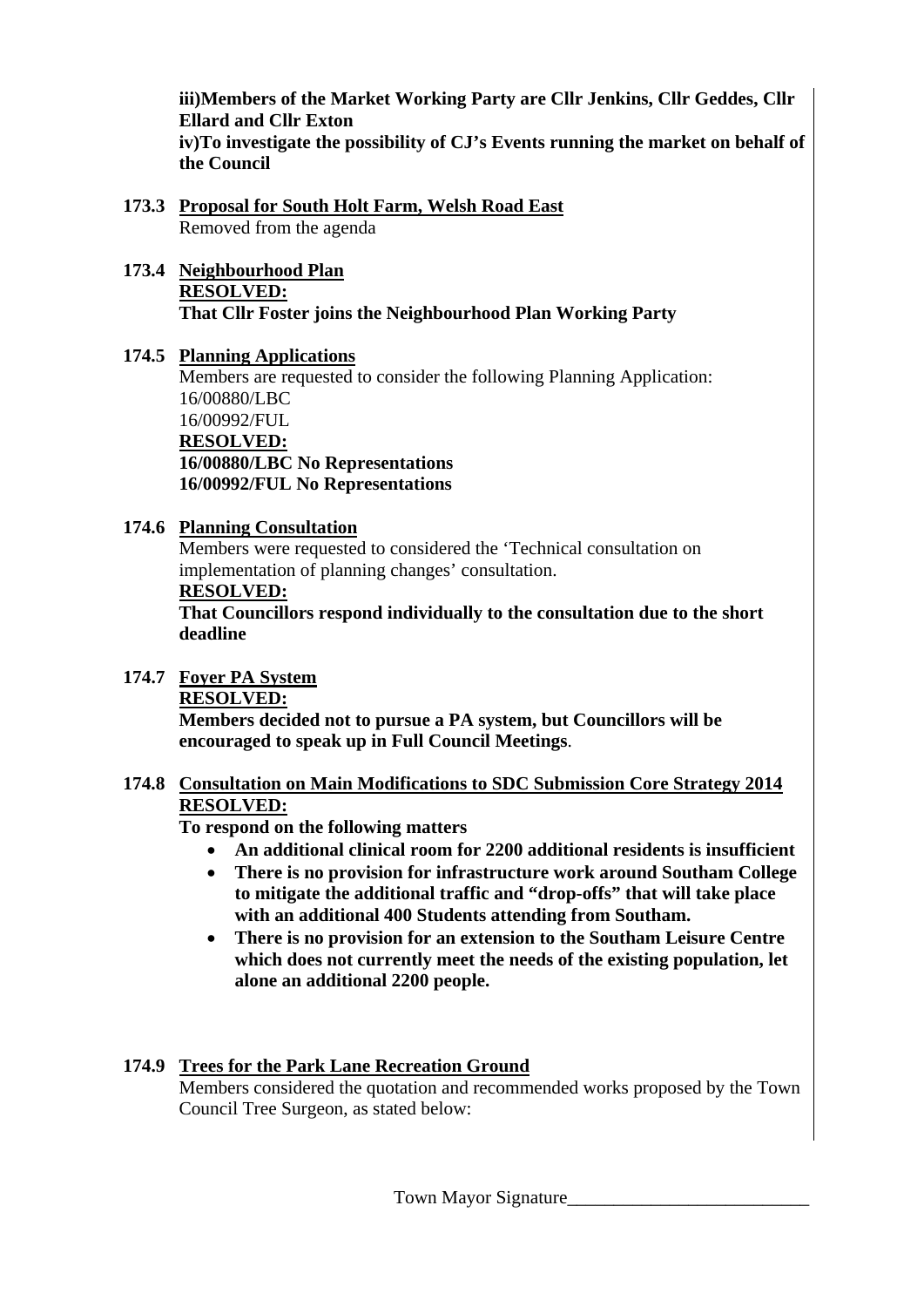**iii)Members of the Market Working Party are Cllr Jenkins, Cllr Geddes, Cllr Ellard and Cllr Exton**
**iv)To investigate the possibility of CJ's Events running the market on behalf of the Council**

**173.3 Proposal for South Holt Farm, Welsh Road East**
Removed from the agenda

**173.4 Neighbourhood Plan**
**RESOLVED:**
**That Cllr Foster joins the Neighbourhood Plan Working Party**

**174.5 Planning Applications**
Members are requested to consider the following Planning Application:
16/00880/LBC
16/00992/FUL
**RESOLVED:**
**16/00880/LBC No Representations**
**16/00992/FUL No Representations**

**174.6 Planning Consultation**
Members were requested to considered the 'Technical consultation on implementation of planning changes' consultation.
**RESOLVED:**
**That Councillors respond individually to the consultation due to the short deadline**

**174.7 Foyer PA System**
**RESOLVED:**
**Members decided not to pursue a PA system, but Councillors will be encouraged to speak up in Full Council Meetings**.

**174.8 Consultation on Main Modifications to SDC Submission Core Strategy 2014**
**RESOLVED:**
**To respond on the following matters**

- **An additional clinical room for 2200 additional residents is insufficient**
- **There is no provision for infrastructure work around Southam College to mitigate the additional traffic and "drop-offs" that will take place with an additional 400 Students attending from Southam.**
- **There is no provision for an extension to the Southam Leisure Centre which does not currently meet the needs of the existing population, let alone an additional 2200 people.**

**174.9 Trees for the Park Lane Recreation Ground**
Members considered the quotation and recommended works proposed by the Town Council Tree Surgeon, as stated below:

Town Mayor Signature\_\_\_\_\_\_\_\_\_\_\_\_\_\_\_\_\_\_\_\_\_\_\_\_\_\_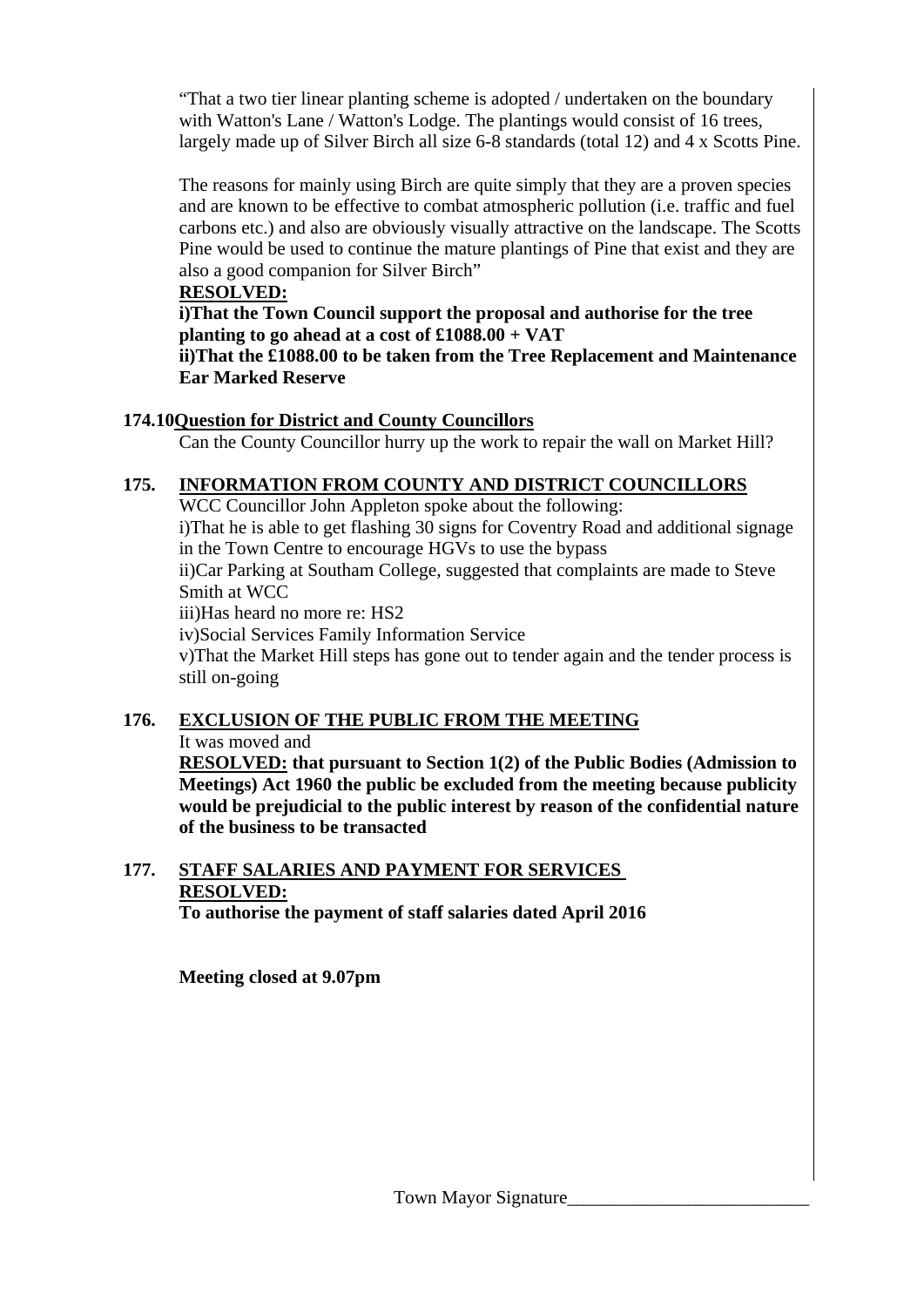"That a two tier linear planting scheme is adopted / undertaken on the boundary with Watton's Lane / Watton's Lodge. The plantings would consist of 16 trees, largely made up of Silver Birch all size 6-8 standards (total 12) and 4 x Scotts Pine.

The reasons for mainly using Birch are quite simply that they are a proven species and are known to be effective to combat atmospheric pollution (i.e. traffic and fuel carbons etc.) and also are obviously visually attractive on the landscape. The Scotts Pine would be used to continue the mature plantings of Pine that exist and they are also a good companion for Silver Birch"

**RESOLVED:**

**i)That the Town Council support the proposal and authorise for the tree planting to go ahead at a cost of £1088.00 + VAT**

**ii)That the £1088.00 to be taken from the Tree Replacement and Maintenance Ear Marked Reserve**

**174.10 Question for District and County Councillors**

Can the County Councillor hurry up the work to repair the wall on Market Hill?

## 175. INFORMATION FROM COUNTY AND DISTRICT COUNCILLORS

WCC Councillor John Appleton spoke about the following:

i)That he is able to get flashing 30 signs for Coventry Road and additional signage in the Town Centre to encourage HGVs to use the bypass

ii)Car Parking at Southam College, suggested that complaints are made to Steve Smith at WCC

iii)Has heard no more re: HS2

iv)Social Services Family Information Service

v)That the Market Hill steps has gone out to tender again and the tender process is still on-going

## 176. EXCLUSION OF THE PUBLIC FROM THE MEETING

It was moved and

**RESOLVED: that pursuant to Section 1(2) of the Public Bodies (Admission to Meetings) Act 1960 the public be excluded from the meeting because publicity would be prejudicial to the public interest by reason of the confidential nature of the business to be transacted**

## 177. STAFF SALARIES AND PAYMENT FOR SERVICES

**RESOLVED:**

**To authorise the payment of staff salaries dated April 2016**

**Meeting closed at 9.07pm**

Town Mayor Signature__________________________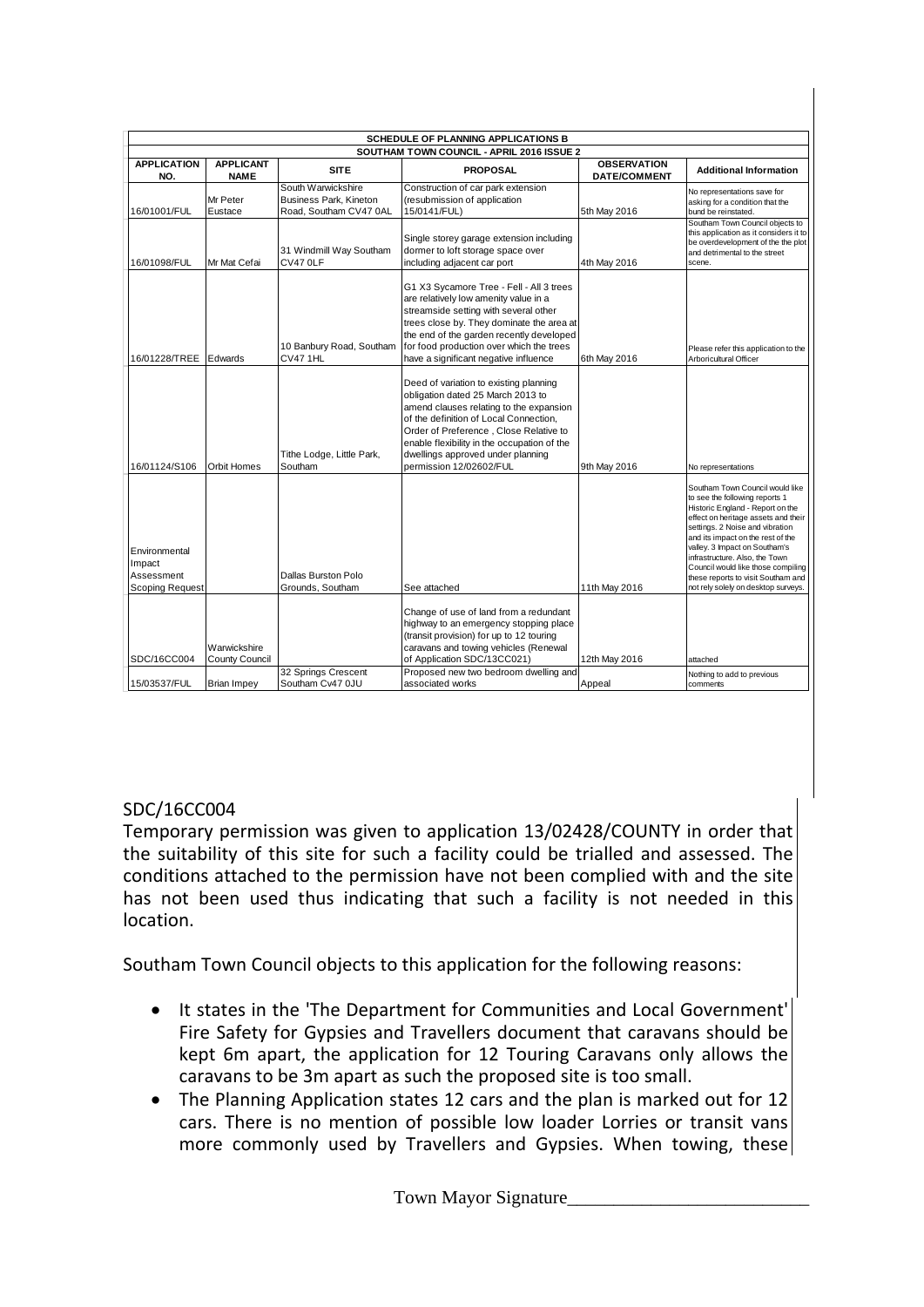| SCHEDULE OF PLANNING APPLICATIONS B | | | | | |
|---|---|---|---|---|---|
| SOUTHAM TOWN COUNCIL - APRIL 2016 ISSUE 2 | | | | | |
| **APPLICATION NO.** | **APPLICANT NAME** | **SITE** | **PROPOSAL** | **OBSERVATION DATE/COMMENT** | **Additional Information** |
| 16/01001/FUL | Mr Peter Eustace | South Warwickshire Business Park, Kineton Road, Southam CV47 0AL | Construction of car park extension (resubmission of application 15/0141/FUL) | 5th May 2016 | No representations save for asking for a condition that the bund be reinstated. |
| 16/01098/FUL | Mr Mat Cefai | 31 Windmill Way Southam CV47 0LF | Single storey garage extension including dormer to loft storage space over including adjacent car port | 4th May 2016 | Southam Town Council objects to this application as it considers it to be overdevelopment of the plot and detrimental to the street scene. |
| 16/01228/TREE | Edwards | 10 Banbury Road, Southam CV47 1HL | G1 X3 Sycamore Tree - Fell - All 3 trees are relatively low amenity value in a streamside setting with several other trees close by. They dominate the area at the end of the garden recently developed for food production over which the trees have a significant negative influence | 6th May 2016 | Please refer this application to the Arboricultural Officer |
| 16/01124/S106 | Orbit Homes | Tithe Lodge, Little Park, Southam | Deed of variation to existing planning obligation dated 25 March 2013 to amend clauses relating to the expansion of the definition of Local Connection, Order of Preference , Close Relative to enable flexibility in the occupation of the dwellings approved under planning permission 12/02602/FUL | 9th May 2016 | No representations |
| Environmental Impact Assessment Scoping Request | | Dallas Burston Polo Grounds, Southam | See attached | 11th May 2016 | Southam Town Council would like to see the following reports 1 Historic England - Report on the effect on heritage assets and their settings. 2 Noise and vibration and its impact on the rest of the valley. 3 Impact on Southam's infrastructure. Also, the Town Council would like those compiling these reports to visit Southam and not rely solely on desktop surveys. |
| SDC/16CC004 | Warwickshire County Council | | Change of use of land from a redundant highway to an emergency stopping place (transit provision) for up to 12 touring caravans and towing vehicles (Renewal of Application SDC/13CC021) | 12th May 2016 | attached |
| 15/03537/FUL | Brian Impey | 32 Springs Crescent Southam Cv47 0JU | Proposed new two bedroom dwelling and associated works | Appeal | Nothing to add to previous comments |

SDC/16CC004

Temporary permission was given to application 13/02428/COUNTY in order that the suitability of this site for such a facility could be trialled and assessed. The conditions attached to the permission have not been complied with and the site has not been used thus indicating that such a facility is not needed in this location.

Southam Town Council objects to this application for the following reasons:

- It states in the 'The Department for Communities and Local Government' Fire Safety for Gypsies and Travellers document that caravans should be kept 6m apart, the application for 12 Touring Caravans only allows the caravans to be 3m apart as such the proposed site is too small.
- The Planning Application states 12 cars and the plan is marked out for 12 cars. There is no mention of possible low loader Lorries or transit vans more commonly used by Travellers and Gypsies. When towing, these

Town Mayor Signature_________________________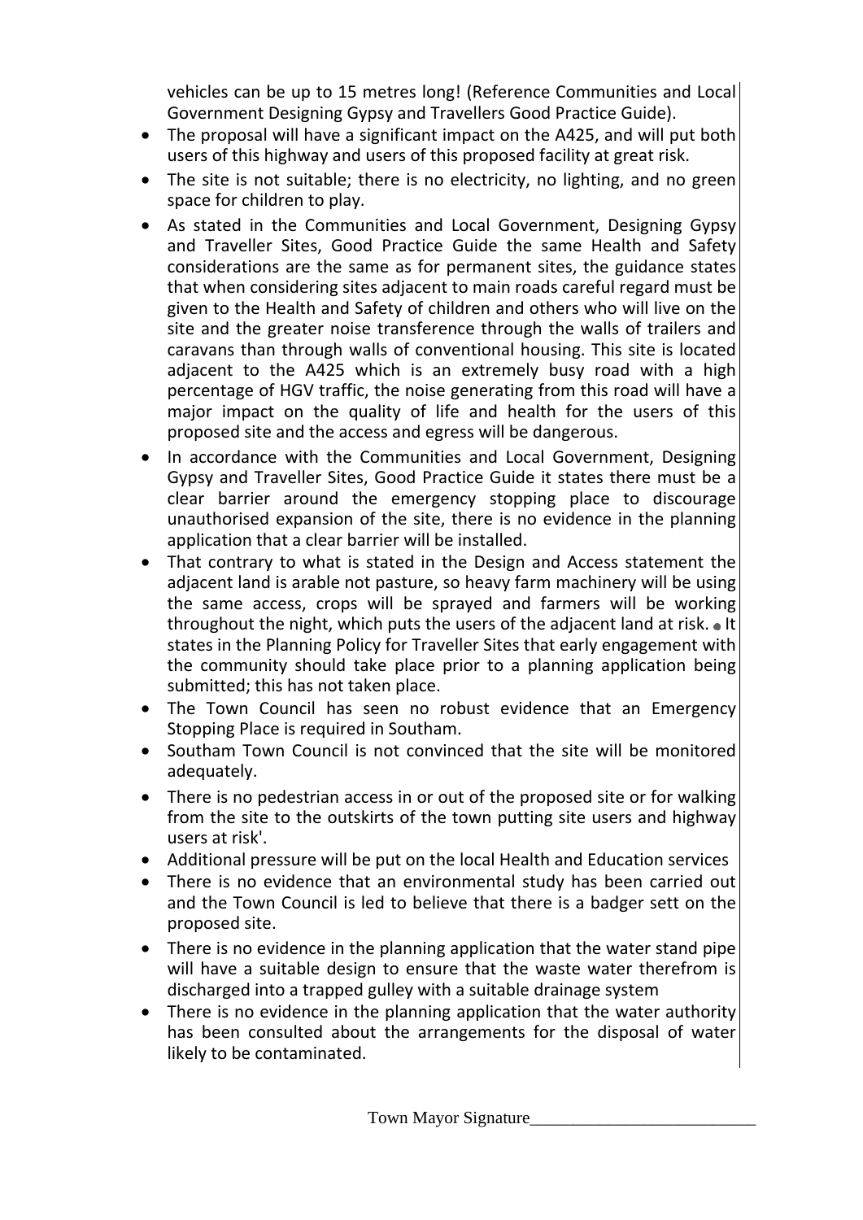vehicles can be up to 15 metres long! (Reference Communities and Local Government Designing Gypsy and Travellers Good Practice Guide).

- The proposal will have a significant impact on the A425, and will put both users of this highway and users of this proposed facility at great risk.
- The site is not suitable; there is no electricity, no lighting, and no green space for children to play.
- As stated in the Communities and Local Government, Designing Gypsy and Traveller Sites, Good Practice Guide the same Health and Safety considerations are the same as for permanent sites, the guidance states that when considering sites adjacent to main roads careful regard must be given to the Health and Safety of children and others who will live on the site and the greater noise transference through the walls of trailers and caravans than through walls of conventional housing. This site is located adjacent to the A425 which is an extremely busy road with a high percentage of HGV traffic, the noise generating from this road will have a major impact on the quality of life and health for the users of this proposed site and the access and egress will be dangerous.
- In accordance with the Communities and Local Government, Designing Gypsy and Traveller Sites, Good Practice Guide it states there must be a clear barrier around the emergency stopping place to discourage unauthorised expansion of the site, there is no evidence in the planning application that a clear barrier will be installed.
- That contrary to what is stated in the Design and Access statement the adjacent land is arable not pasture, so heavy farm machinery will be using the same access, crops will be sprayed and farmers will be working throughout the night, which puts the users of the adjacent land at risk. • It states in the Planning Policy for Traveller Sites that early engagement with the community should take place prior to a planning application being submitted; this has not taken place.
- The Town Council has seen no robust evidence that an Emergency Stopping Place is required in Southam.
- Southam Town Council is not convinced that the site will be monitored adequately.
- There is no pedestrian access in or out of the proposed site or for walking from the site to the outskirts of the town putting site users and highway users at risk'.
- Additional pressure will be put on the local Health and Education services
- There is no evidence that an environmental study has been carried out and the Town Council is led to believe that there is a badger sett on the proposed site.
- There is no evidence in the planning application that the water stand pipe will have a suitable design to ensure that the waste water therefrom is discharged into a trapped gulley with a suitable drainage system
- There is no evidence in the planning application that the water authority has been consulted about the arrangements for the disposal of water likely to be contaminated.

Town Mayor Signature__________________________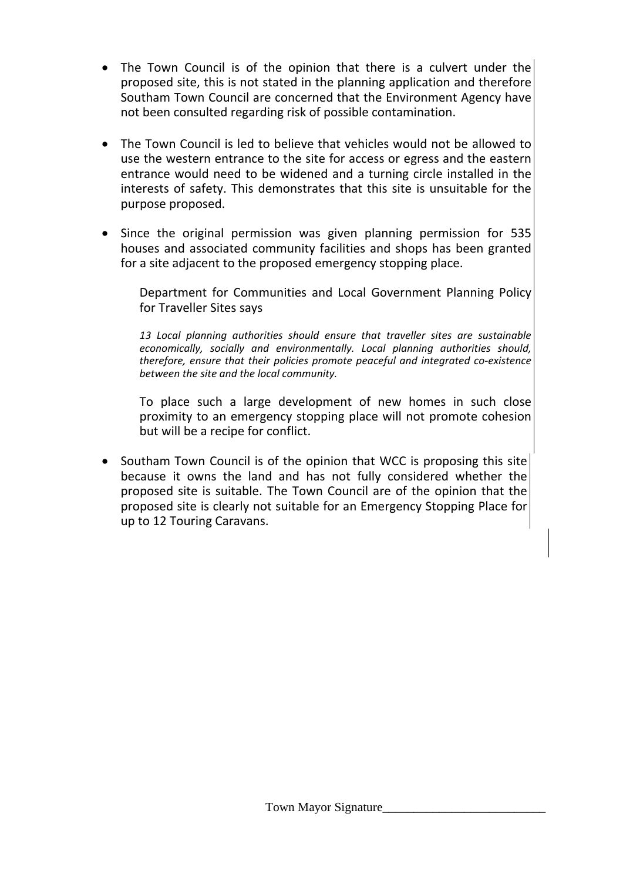- The Town Council is of the opinion that there is a culvert under the proposed site, this is not stated in the planning application and therefore Southam Town Council are concerned that the Environment Agency have not been consulted regarding risk of possible contamination.

- The Town Council is led to believe that vehicles would not be allowed to use the western entrance to the site for access or egress and the eastern entrance would need to be widened and a turning circle installed in the interests of safety. This demonstrates that this site is unsuitable for the purpose proposed.

- Since the original permission was given planning permission for 535 houses and associated community facilities and shops has been granted for a site adjacent to the proposed emergency stopping place.

  Department for Communities and Local Government Planning Policy for Traveller Sites says

  *13 Local planning authorities should ensure that traveller sites are sustainable economically, socially and environmentally. Local planning authorities should, therefore, ensure that their policies promote peaceful and integrated co-existence between the site and the local community.*

  To place such a large development of new homes in such close proximity to an emergency stopping place will not promote cohesion but will be a recipe for conflict.

- Southam Town Council is of the opinion that WCC is proposing this site because it owns the land and has not fully considered whether the proposed site is suitable. The Town Council are of the opinion that the proposed site is clearly not suitable for an Emergency Stopping Place for up to 12 Touring Caravans.

Town Mayor Signature__________________________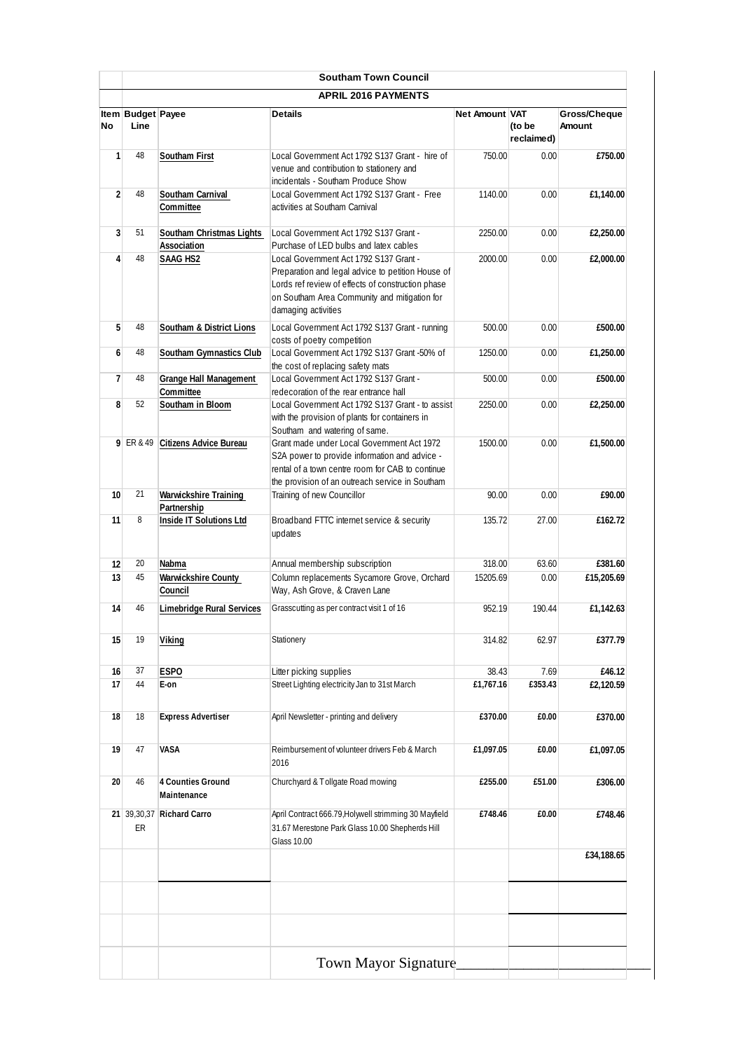## Southam Town Council

### APRIL 2016 PAYMENTS

| Item No | Budget Line | Payee | Details | Net Amount | VAT (to be reclaimed) | Gross/Cheque Amount |
|---|---|---|---|---|---|---|
| 1 | 48 | Southam First | Local Government Act 1792 S137 Grant - hire of venue and contribution to stationery and incidentals - Southam Produce Show | 750.00 | 0.00 | £750.00 |
| 2 | 48 | Southam Carnival Committee | Local Government Act 1792 S137 Grant - Free activities at Southam Carnival | 1140.00 | 0.00 | £1,140.00 |
| 3 | 51 | Southam Christmas Lights Association | Local Government Act 1792 S137 Grant - Purchase of LED bulbs and latex cables | 2250.00 | 0.00 | £2,250.00 |
| 4 | 48 | SAAG HS2 | Local Government Act 1792 S137 Grant - Preparation and legal advice to petition House of Lords ref review of effects of construction phase on Southam Area Community and mitigation for damaging activities | 2000.00 | 0.00 | £2,000.00 |
| 5 | 48 | Southam & District Lions | Local Government Act 1792 S137 Grant - running costs of poetry competition | 500.00 | 0.00 | £500.00 |
| 6 | 48 | Southam Gymnastics Club | Local Government Act 1792 S137 Grant -50% of the cost of replacing safety mats | 1250.00 | 0.00 | £1,250.00 |
| 7 | 48 | Grange Hall Management Committee | Local Government Act 1792 S137 Grant - redecoration of the rear entrance hall | 500.00 | 0.00 | £500.00 |
| 8 | 52 | Southam in Bloom | Local Government Act 1792 S137 Grant - to assist with the provision of plants for containers in Southam and watering of same. | 2250.00 | 0.00 | £2,250.00 |
| 9 | ER & 49 | Citizens Advice Bureau | Grant made under Local Government Act 1972 S2A power to provide information and advice - rental of a town centre room for CAB to continue the provision of an outreach service in Southam | 1500.00 | 0.00 | £1,500.00 |
| 10 | 21 | Warwickshire Training Partnership | Training of new Councillor | 90.00 | 0.00 | £90.00 |
| 11 | 8 | Inside IT Solutions Ltd | Broadband FTTC internet service & security updates | 135.72 | 27.00 | £162.72 |
| 12 | 20 | Nabma | Annual membership subscription | 318.00 | 63.60 | £381.60 |
| 13 | 45 | Warwickshire County Council | Column replacements Sycamore Grove, Orchard Way, Ash Grove, & Craven Lane | 15205.69 | 0.00 | £15,205.69 |
| 14 | 46 | Limebridge Rural Services | Grasscutting as per contract visit 1 of 16 | 952.19 | 190.44 | £1,142.63 |
| 15 | 19 | Viking | Stationery | 314.82 | 62.97 | £377.79 |
| 16 | 37 | ESPO | Litter picking supplies | 38.43 | 7.69 | £46.12 |
| 17 | 44 | E-on | Street Lighting electricity Jan to 31st March | £1,767.16 | £353.43 | £2,120.59 |
| 18 | 18 | Express Advertiser | April Newsletter - printing and delivery | £370.00 | £0.00 | £370.00 |
| 19 | 47 | VASA | Reimbursement of volunteer drivers Feb & March 2016 | £1,097.05 | £0.00 | £1,097.05 |
| 20 | 46 | 4 Counties Ground Maintenance | Churchyard & Tollgate Road mowing | £255.00 | £51.00 | £306.00 |
| 21 | 39,30,37 ER | Richard Carro | April Contract 666.79,Holywell strimming 30 Mayfield 31.67 Merestone Park Glass 10.00 Shepherds Hill Glass 10.00 | £748.46 | £0.00 | £748.46 |
| | | | | | | £34,188.65 |

Town Mayor Signature\_\_\_\_\_\_\_\_\_\_\_\_\_\_\_\_\_\_\_\_\_\_\_\_\_\_\_\_